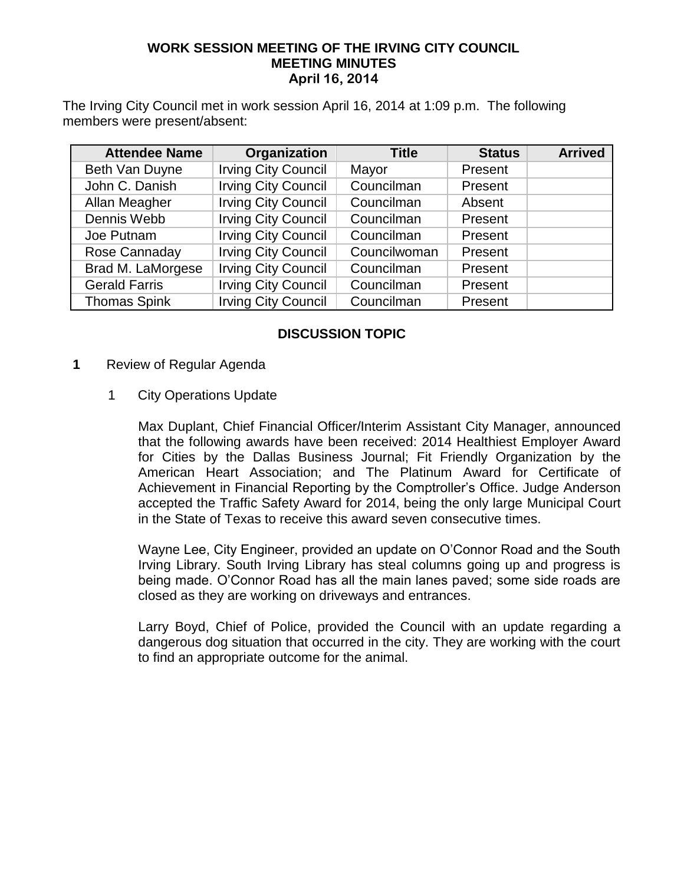# WORK SESSION MEETING OF THE IRVING CITY COUNCIL
## MEETING MINUTES
### April 16, 2014

The Irving City Council met in work session April 16, 2014 at 1:09 p.m. The following members were present/absent:

| Attendee Name | Organization | Title | Status | Arrived |
| --- | --- | --- | --- | --- |
| Beth Van Duyne | Irving City Council | Mayor | Present | |
| John C. Danish | Irving City Council | Councilman | Present | |
| Allan Meagher | Irving City Council | Councilman | Absent | |
| Dennis Webb | Irving City Council | Councilman | Present | |
| Joe Putnam | Irving City Council | Councilman | Present | |
| Rose Cannaday | Irving City Council | Councilwoman | Present | |
| Brad M. LaMorgese | Irving City Council | Councilman | Present | |
| Gerald Farris | Irving City Council | Councilman | Present | |
| Thomas Spink | Irving City Council | Councilman | Present | |

## DISCUSSION TOPIC

**1** Review of Regular Agenda

1. City Operations Update

   Max Duplant, Chief Financial Officer/Interim Assistant City Manager, announced that the following awards have been received: 2014 Healthiest Employer Award for Cities by the Dallas Business Journal; Fit Friendly Organization by the American Heart Association; and The Platinum Award for Certificate of Achievement in Financial Reporting by the Comptroller's Office. Judge Anderson accepted the Traffic Safety Award for 2014, being the only large Municipal Court in the State of Texas to receive this award seven consecutive times.

   Wayne Lee, City Engineer, provided an update on O'Connor Road and the South Irving Library. South Irving Library has steal columns going up and progress is being made. O'Connor Road has all the main lanes paved; some side roads are closed as they are working on driveways and entrances.

   Larry Boyd, Chief of Police, provided the Council with an update regarding a dangerous dog situation that occurred in the city. They are working with the court to find an appropriate outcome for the animal.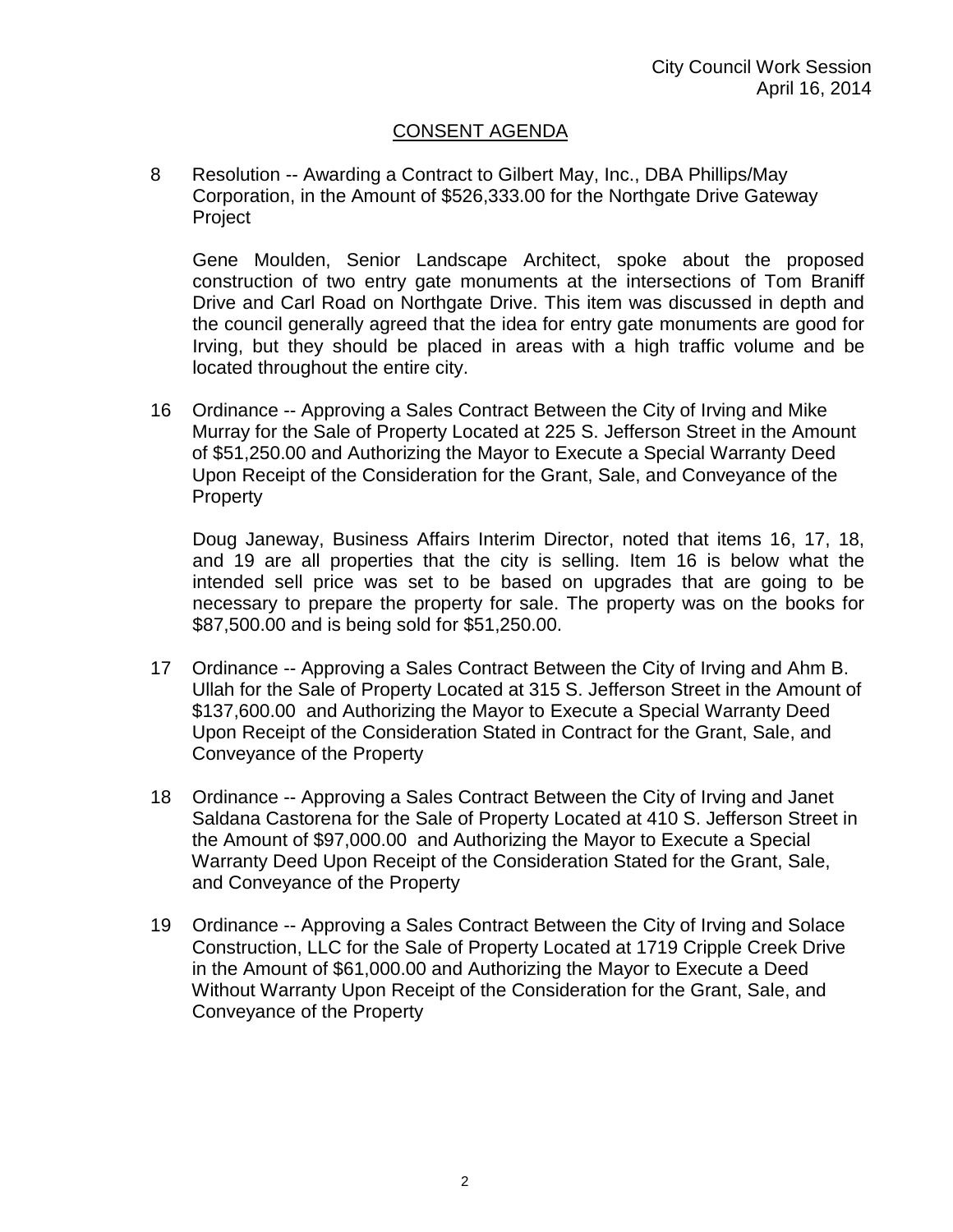## CONSENT AGENDA

8 Resolution -- Awarding a Contract to Gilbert May, Inc., DBA Phillips/May Corporation, in the Amount of $526,333.00 for the Northgate Drive Gateway Project

Gene Moulden, Senior Landscape Architect, spoke about the proposed construction of two entry gate monuments at the intersections of Tom Braniff Drive and Carl Road on Northgate Drive. This item was discussed in depth and the council generally agreed that the idea for entry gate monuments are good for Irving, but they should be placed in areas with a high traffic volume and be located throughout the entire city.

16 Ordinance -- Approving a Sales Contract Between the City of Irving and Mike Murray for the Sale of Property Located at 225 S. Jefferson Street in the Amount of $51,250.00 and Authorizing the Mayor to Execute a Special Warranty Deed Upon Receipt of the Consideration for the Grant, Sale, and Conveyance of the Property

Doug Janeway, Business Affairs Interim Director, noted that items 16, 17, 18, and 19 are all properties that the city is selling. Item 16 is below what the intended sell price was set to be based on upgrades that are going to be necessary to prepare the property for sale. The property was on the books for $87,500.00 and is being sold for $51,250.00.

17 Ordinance -- Approving a Sales Contract Between the City of Irving and Ahm B. Ullah for the Sale of Property Located at 315 S. Jefferson Street in the Amount of $137,600.00 and Authorizing the Mayor to Execute a Special Warranty Deed Upon Receipt of the Consideration Stated in Contract for the Grant, Sale, and Conveyance of the Property

18 Ordinance -- Approving a Sales Contract Between the City of Irving and Janet Saldana Castorena for the Sale of Property Located at 410 S. Jefferson Street in the Amount of $97,000.00 and Authorizing the Mayor to Execute a Special Warranty Deed Upon Receipt of the Consideration Stated for the Grant, Sale, and Conveyance of the Property

19 Ordinance -- Approving a Sales Contract Between the City of Irving and Solace Construction, LLC for the Sale of Property Located at 1719 Cripple Creek Drive in the Amount of $61,000.00 and Authorizing the Mayor to Execute a Deed Without Warranty Upon Receipt of the Consideration for the Grant, Sale, and Conveyance of the Property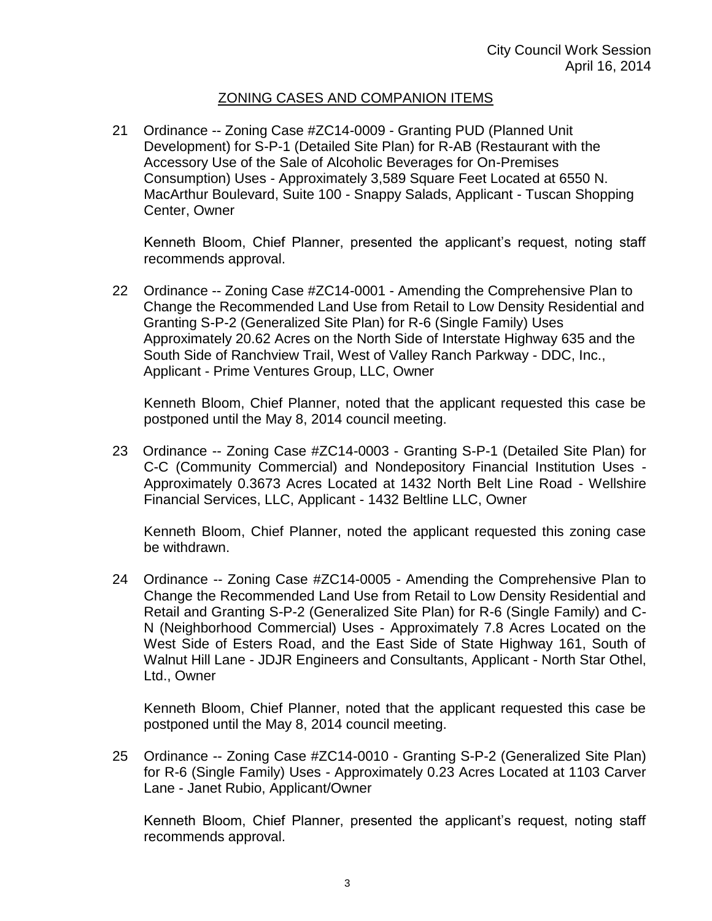## ZONING CASES AND COMPANION ITEMS

21 Ordinance -- Zoning Case #ZC14-0009 - Granting PUD (Planned Unit Development) for S-P-1 (Detailed Site Plan) for R-AB (Restaurant with the Accessory Use of the Sale of Alcoholic Beverages for On-Premises Consumption) Uses - Approximately 3,589 Square Feet Located at 6550 N. MacArthur Boulevard, Suite 100 - Snappy Salads, Applicant - Tuscan Shopping Center, Owner

Kenneth Bloom, Chief Planner, presented the applicant's request, noting staff recommends approval.

22 Ordinance -- Zoning Case #ZC14-0001 - Amending the Comprehensive Plan to Change the Recommended Land Use from Retail to Low Density Residential and Granting S-P-2 (Generalized Site Plan) for R-6 (Single Family) Uses Approximately 20.62 Acres on the North Side of Interstate Highway 635 and the South Side of Ranchview Trail, West of Valley Ranch Parkway - DDC, Inc., Applicant - Prime Ventures Group, LLC, Owner

Kenneth Bloom, Chief Planner, noted that the applicant requested this case be postponed until the May 8, 2014 council meeting.

23 Ordinance -- Zoning Case #ZC14-0003 - Granting S-P-1 (Detailed Site Plan) for C-C (Community Commercial) and Nondepository Financial Institution Uses - Approximately 0.3673 Acres Located at 1432 North Belt Line Road - Wellshire Financial Services, LLC, Applicant - 1432 Beltline LLC, Owner

Kenneth Bloom, Chief Planner, noted the applicant requested this zoning case be withdrawn.

24 Ordinance -- Zoning Case #ZC14-0005 - Amending the Comprehensive Plan to Change the Recommended Land Use from Retail to Low Density Residential and Retail and Granting S-P-2 (Generalized Site Plan) for R-6 (Single Family) and C-N (Neighborhood Commercial) Uses - Approximately 7.8 Acres Located on the West Side of Esters Road, and the East Side of State Highway 161, South of Walnut Hill Lane - JDJR Engineers and Consultants, Applicant - North Star Othel, Ltd., Owner

Kenneth Bloom, Chief Planner, noted that the applicant requested this case be postponed until the May 8, 2014 council meeting.

25 Ordinance -- Zoning Case #ZC14-0010 - Granting S-P-2 (Generalized Site Plan) for R-6 (Single Family) Uses - Approximately 0.23 Acres Located at 1103 Carver Lane - Janet Rubio, Applicant/Owner

Kenneth Bloom, Chief Planner, presented the applicant's request, noting staff recommends approval.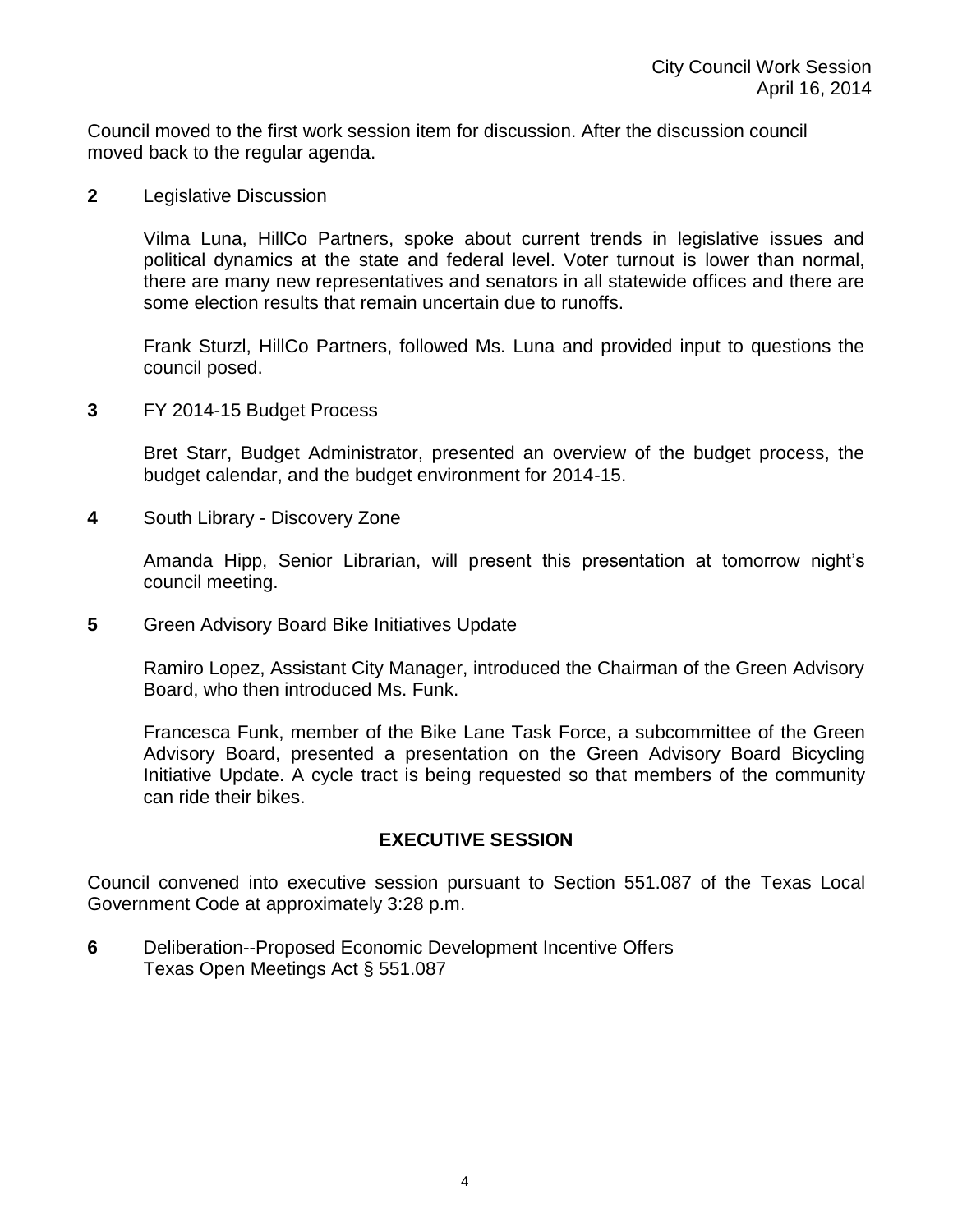Council moved to the first work session item for discussion. After the discussion council moved back to the regular agenda.

**2** Legislative Discussion

Vilma Luna, HillCo Partners, spoke about current trends in legislative issues and political dynamics at the state and federal level. Voter turnout is lower than normal, there are many new representatives and senators in all statewide offices and there are some election results that remain uncertain due to runoffs.

Frank Sturzl, HillCo Partners, followed Ms. Luna and provided input to questions the council posed.

**3** FY 2014-15 Budget Process

Bret Starr, Budget Administrator, presented an overview of the budget process, the budget calendar, and the budget environment for 2014-15.

**4** South Library - Discovery Zone

Amanda Hipp, Senior Librarian, will present this presentation at tomorrow night's council meeting.

**5** Green Advisory Board Bike Initiatives Update

Ramiro Lopez, Assistant City Manager, introduced the Chairman of the Green Advisory Board, who then introduced Ms. Funk.

Francesca Funk, member of the Bike Lane Task Force, a subcommittee of the Green Advisory Board, presented a presentation on the Green Advisory Board Bicycling Initiative Update. A cycle tract is being requested so that members of the community can ride their bikes.

## EXECUTIVE SESSION

Council convened into executive session pursuant to Section 551.087 of the Texas Local Government Code at approximately 3:28 p.m.

**6** Deliberation--Proposed Economic Development Incentive Offers
Texas Open Meetings Act § 551.087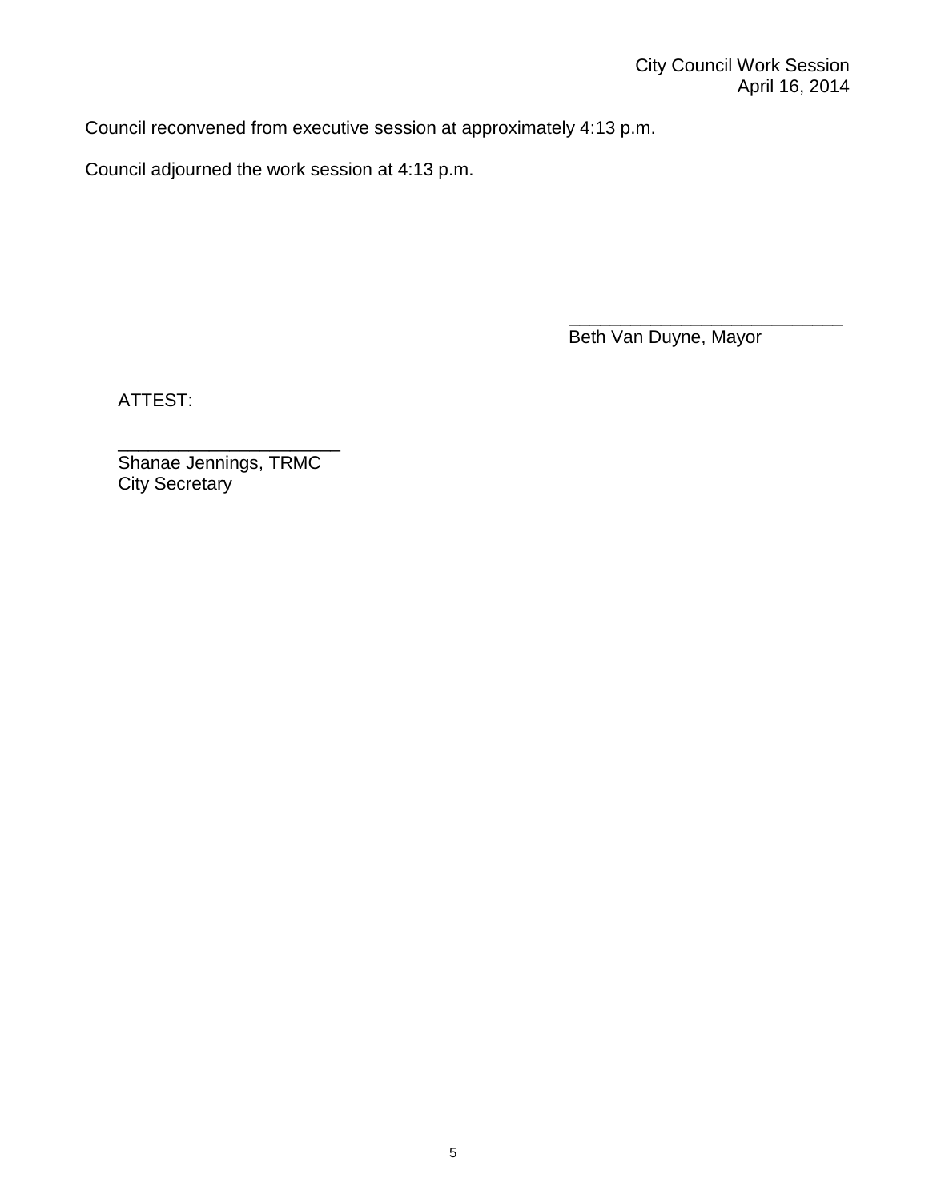Council reconvened from executive session at approximately 4:13 p.m.

Council adjourned the work session at 4:13 p.m.

\_\_\_\_\_\_\_\_\_\_\_\_\_\_\_\_\_\_\_\_\_\_\_\_\_\_\_\_

Beth Van Duyne, Mayor

ATTEST:

\_\_\_\_\_\_\_\_\_\_\_\_\_\_\_\_\_\_\_\_\_\_\_

Shanae Jennings, TRMC
City Secretary